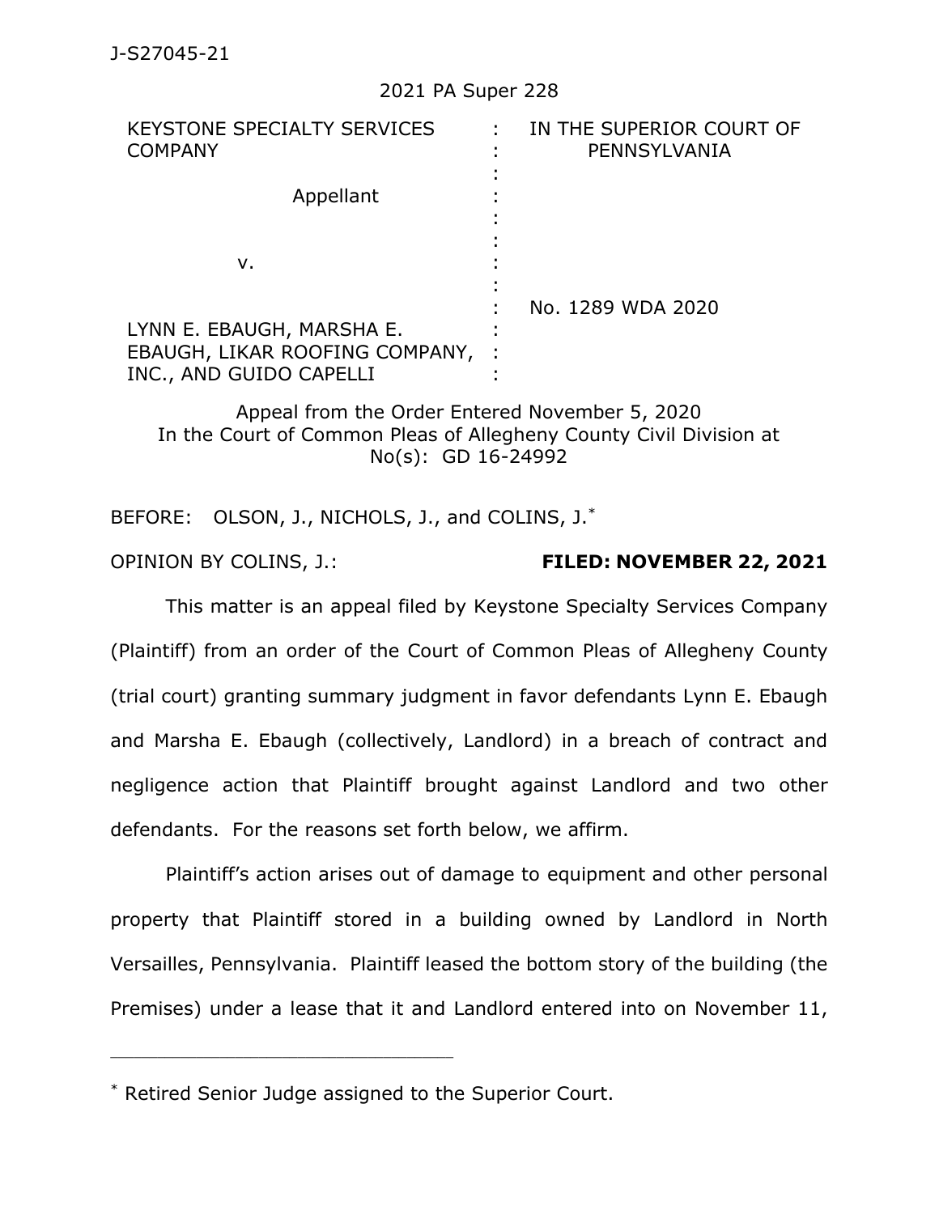J-S27045-21

2021 PA Super 228

| KEYSTONE SPECIALTY SERVICES COMPANY<br><br>Appellant<br><br>v.<br><br>LYNN E. EBAUGH, MARSHA E. EBAUGH, LIKAR ROOFING COMPANY, INC., AND GUIDO CAPELLI | IN THE SUPERIOR COURT OF PENNSYLVANIA<br><br>No. 1289 WDA 2020 |
|---|---|

Appeal from the Order Entered November 5, 2020
In the Court of Common Pleas of Allegheny County Civil Division at No(s): GD 16-24992

BEFORE: OLSON, J., NICHOLS, J., and COLINS, J.*

OPINION BY COLINS, J.: **FILED: NOVEMBER 22, 2021**

This matter is an appeal filed by Keystone Specialty Services Company (Plaintiff) from an order of the Court of Common Pleas of Allegheny County (trial court) granting summary judgment in favor defendants Lynn E. Ebaugh and Marsha E. Ebaugh (collectively, Landlord) in a breach of contract and negligence action that Plaintiff brought against Landlord and two other defendants. For the reasons set forth below, we affirm.

Plaintiff's action arises out of damage to equipment and other personal property that Plaintiff stored in a building owned by Landlord in North Versailles, Pennsylvania. Plaintiff leased the bottom story of the building (the Premises) under a lease that it and Landlord entered into on November 11,

---

* Retired Senior Judge assigned to the Superior Court.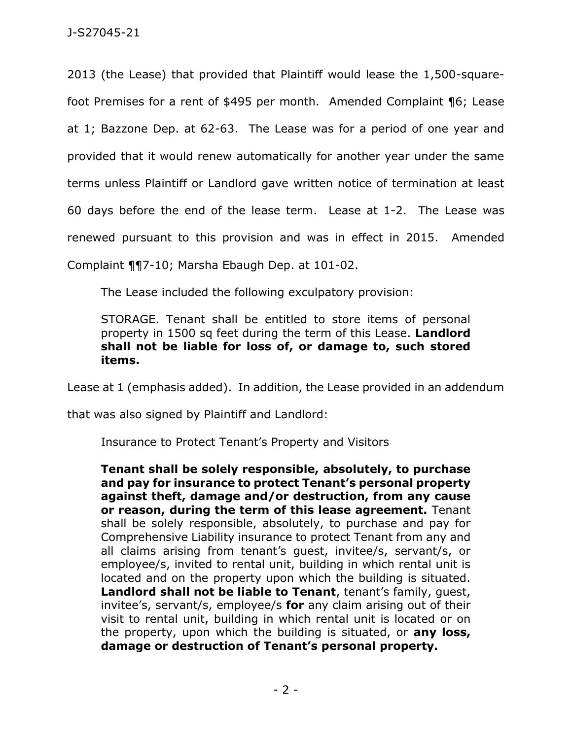2013 (the Lease) that provided that Plaintiff would lease the 1,500-square-foot Premises for a rent of $495 per month. Amended Complaint ¶6; Lease at 1; Bazzone Dep. at 62-63. The Lease was for a period of one year and provided that it would renew automatically for another year under the same terms unless Plaintiff or Landlord gave written notice of termination at least 60 days before the end of the lease term. Lease at 1-2. The Lease was renewed pursuant to this provision and was in effect in 2015. Amended Complaint ¶¶7-10; Marsha Ebaugh Dep. at 101-02.

The Lease included the following exculpatory provision:

> STORAGE. Tenant shall be entitled to store items of personal property in 1500 sq feet during the term of this Lease. **Landlord shall not be liable for loss of, or damage to, such stored items.**

Lease at 1 (emphasis added). In addition, the Lease provided in an addendum that was also signed by Plaintiff and Landlord:

> Insurance to Protect Tenant's Property and Visitors
>
> **Tenant shall be solely responsible, absolutely, to purchase and pay for insurance to protect Tenant's personal property against theft, damage and/or destruction, from any cause or reason, during the term of this lease agreement.** Tenant shall be solely responsible, absolutely, to purchase and pay for Comprehensive Liability insurance to protect Tenant from any and all claims arising from tenant's guest, invitee/s, servant/s, or employee/s, invited to rental unit, building in which rental unit is located and on the property upon which the building is situated. **Landlord shall not be liable to Tenant**, tenant's family, guest, invitee's, servant/s, employee/s **for** any claim arising out of their visit to rental unit, building in which rental unit is located or on the property, upon which the building is situated, or **any loss, damage or destruction of Tenant's personal property.**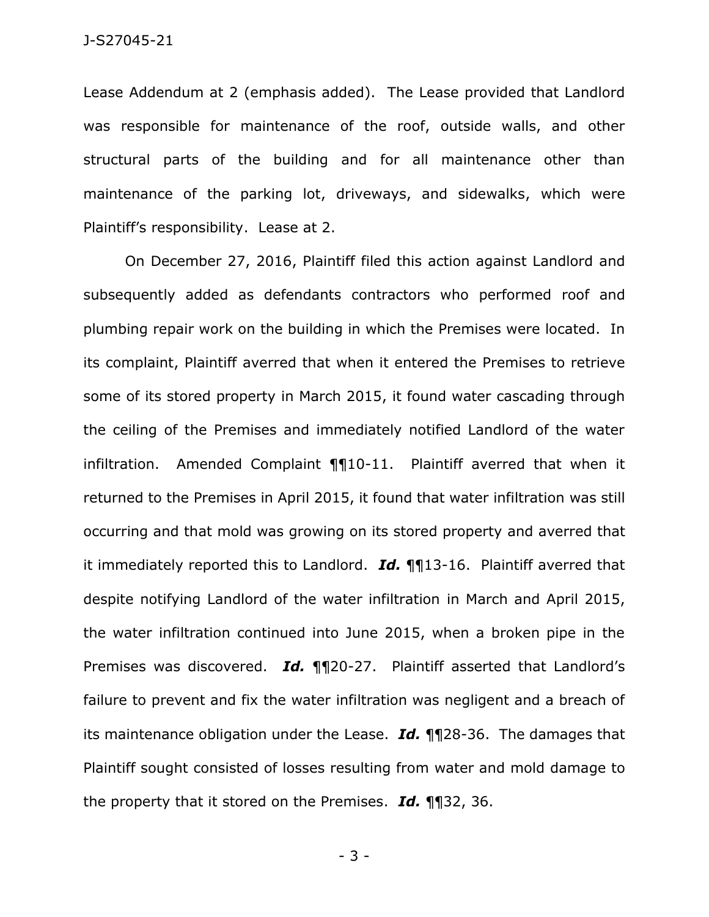Lease Addendum at 2 (emphasis added). The Lease provided that Landlord was responsible for maintenance of the roof, outside walls, and other structural parts of the building and for all maintenance other than maintenance of the parking lot, driveways, and sidewalks, which were Plaintiff's responsibility. Lease at 2.

On December 27, 2016, Plaintiff filed this action against Landlord and subsequently added as defendants contractors who performed roof and plumbing repair work on the building in which the Premises were located. In its complaint, Plaintiff averred that when it entered the Premises to retrieve some of its stored property in March 2015, it found water cascading through the ceiling of the Premises and immediately notified Landlord of the water infiltration. Amended Complaint ¶¶10-11. Plaintiff averred that when it returned to the Premises in April 2015, it found that water infiltration was still occurring and that mold was growing on its stored property and averred that it immediately reported this to Landlord. ***Id.*** ¶¶13-16. Plaintiff averred that despite notifying Landlord of the water infiltration in March and April 2015, the water infiltration continued into June 2015, when a broken pipe in the Premises was discovered. ***Id.*** ¶¶20-27. Plaintiff asserted that Landlord's failure to prevent and fix the water infiltration was negligent and a breach of its maintenance obligation under the Lease. ***Id.*** ¶¶28-36. The damages that Plaintiff sought consisted of losses resulting from water and mold damage to the property that it stored on the Premises. ***Id.*** ¶¶32, 36.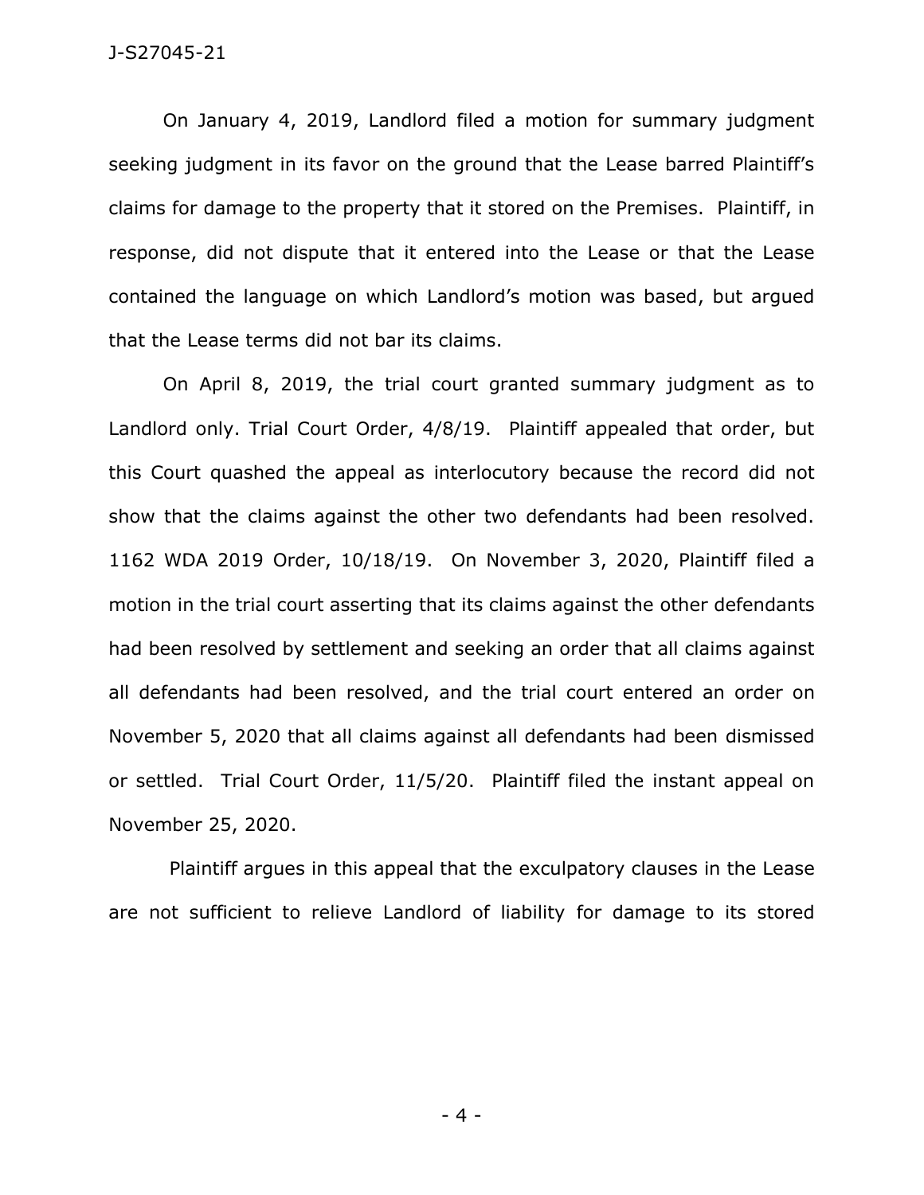On January 4, 2019, Landlord filed a motion for summary judgment seeking judgment in its favor on the ground that the Lease barred Plaintiff's claims for damage to the property that it stored on the Premises. Plaintiff, in response, did not dispute that it entered into the Lease or that the Lease contained the language on which Landlord's motion was based, but argued that the Lease terms did not bar its claims.

On April 8, 2019, the trial court granted summary judgment as to Landlord only. Trial Court Order, 4/8/19. Plaintiff appealed that order, but this Court quashed the appeal as interlocutory because the record did not show that the claims against the other two defendants had been resolved. 1162 WDA 2019 Order, 10/18/19. On November 3, 2020, Plaintiff filed a motion in the trial court asserting that its claims against the other defendants had been resolved by settlement and seeking an order that all claims against all defendants had been resolved, and the trial court entered an order on November 5, 2020 that all claims against all defendants had been dismissed or settled. Trial Court Order, 11/5/20. Plaintiff filed the instant appeal on November 25, 2020.

Plaintiff argues in this appeal that the exculpatory clauses in the Lease are not sufficient to relieve Landlord of liability for damage to its stored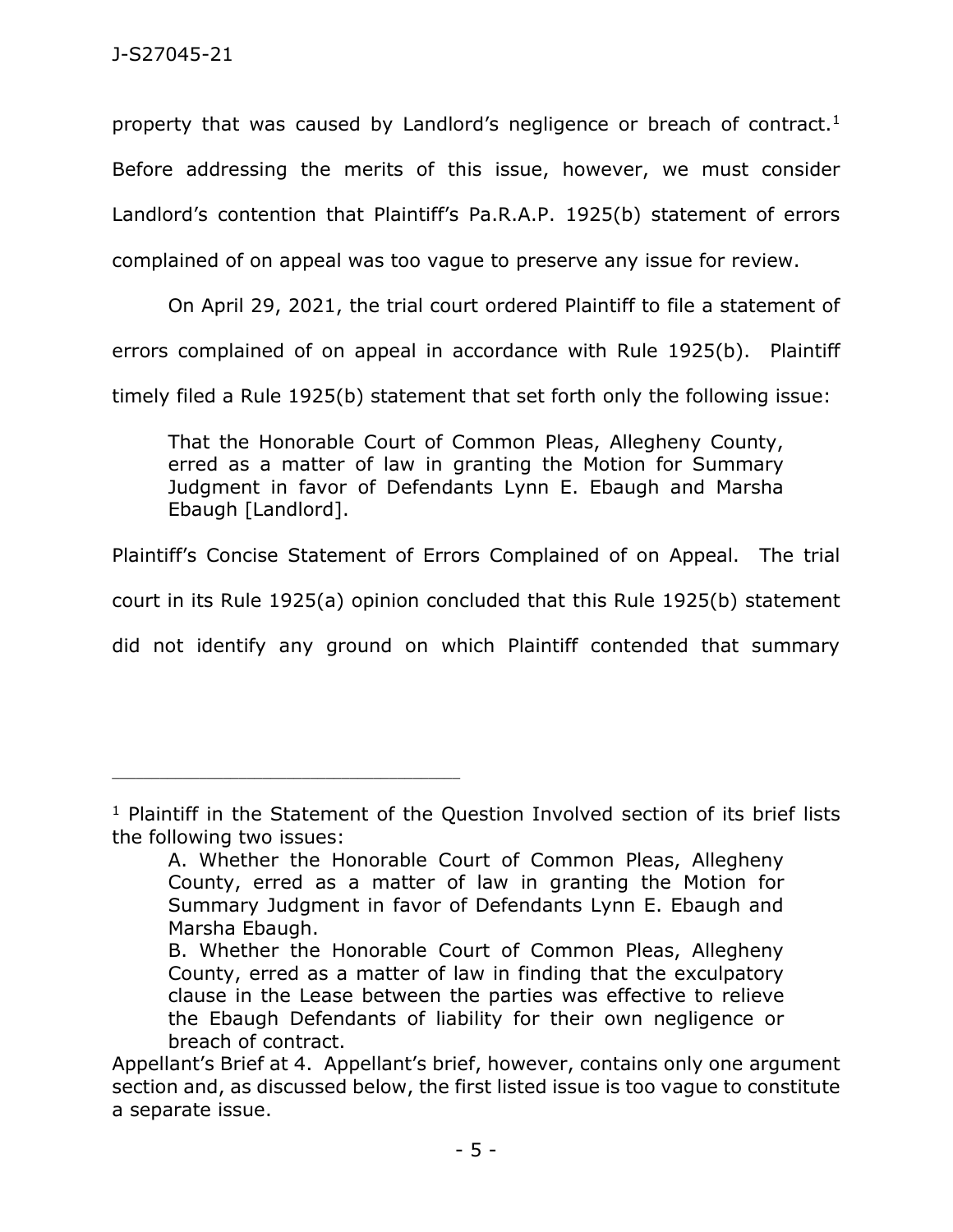property that was caused by Landlord's negligence or breach of contract.[1] Before addressing the merits of this issue, however, we must consider Landlord's contention that Plaintiff's Pa.R.A.P. 1925(b) statement of errors complained of on appeal was too vague to preserve any issue for review.

On April 29, 2021, the trial court ordered Plaintiff to file a statement of errors complained of on appeal in accordance with Rule 1925(b). Plaintiff timely filed a Rule 1925(b) statement that set forth only the following issue:

> That the Honorable Court of Common Pleas, Allegheny County, erred as a matter of law in granting the Motion for Summary Judgment in favor of Defendants Lynn E. Ebaugh and Marsha Ebaugh [Landlord].

Plaintiff's Concise Statement of Errors Complained of on Appeal. The trial court in its Rule 1925(a) opinion concluded that this Rule 1925(b) statement did not identify any ground on which Plaintiff contended that summary

---

[1] Plaintiff in the Statement of the Question Involved section of its brief lists the following two issues:

> A. Whether the Honorable Court of Common Pleas, Allegheny County, erred as a matter of law in granting the Motion for Summary Judgment in favor of Defendants Lynn E. Ebaugh and Marsha Ebaugh.
>
> B. Whether the Honorable Court of Common Pleas, Allegheny County, erred as a matter of law in finding that the exculpatory clause in the Lease between the parties was effective to relieve the Ebaugh Defendants of liability for their own negligence or breach of contract.

Appellant's Brief at 4. Appellant's brief, however, contains only one argument section and, as discussed below, the first listed issue is too vague to constitute a separate issue.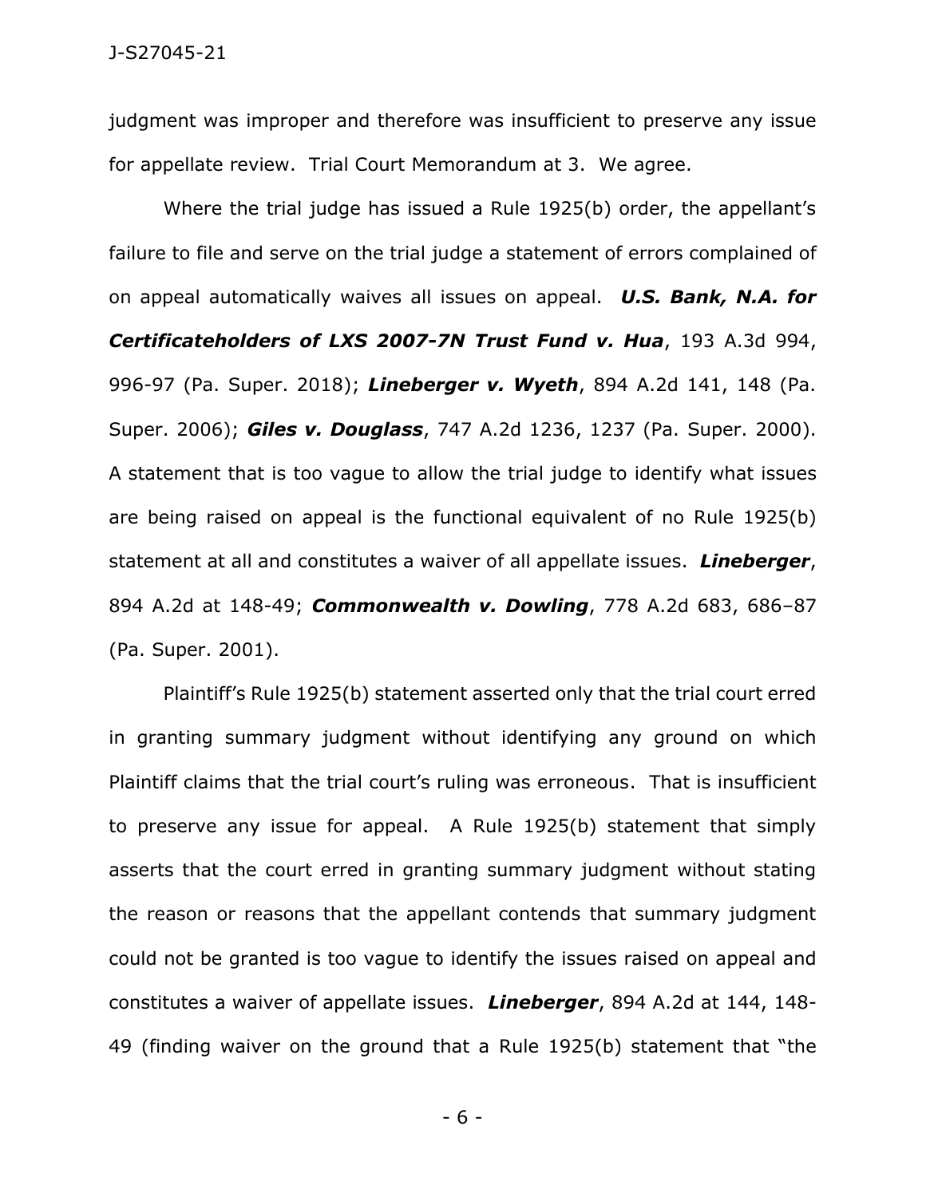judgment was improper and therefore was insufficient to preserve any issue for appellate review. Trial Court Memorandum at 3. We agree.

Where the trial judge has issued a Rule 1925(b) order, the appellant's failure to file and serve on the trial judge a statement of errors complained of on appeal automatically waives all issues on appeal. ***U.S. Bank, N.A. for Certificateholders of LXS 2007-7N Trust Fund v. Hua***, 193 A.3d 994, 996-97 (Pa. Super. 2018); ***Lineberger v. Wyeth***, 894 A.2d 141, 148 (Pa. Super. 2006); ***Giles v. Douglass***, 747 A.2d 1236, 1237 (Pa. Super. 2000). A statement that is too vague to allow the trial judge to identify what issues are being raised on appeal is the functional equivalent of no Rule 1925(b) statement at all and constitutes a waiver of all appellate issues. ***Lineberger***, 894 A.2d at 148-49; ***Commonwealth v. Dowling***, 778 A.2d 683, 686–87 (Pa. Super. 2001).

Plaintiff's Rule 1925(b) statement asserted only that the trial court erred in granting summary judgment without identifying any ground on which Plaintiff claims that the trial court's ruling was erroneous. That is insufficient to preserve any issue for appeal. A Rule 1925(b) statement that simply asserts that the court erred in granting summary judgment without stating the reason or reasons that the appellant contends that summary judgment could not be granted is too vague to identify the issues raised on appeal and constitutes a waiver of appellate issues. ***Lineberger***, 894 A.2d at 144, 148-49 (finding waiver on the ground that a Rule 1925(b) statement that "the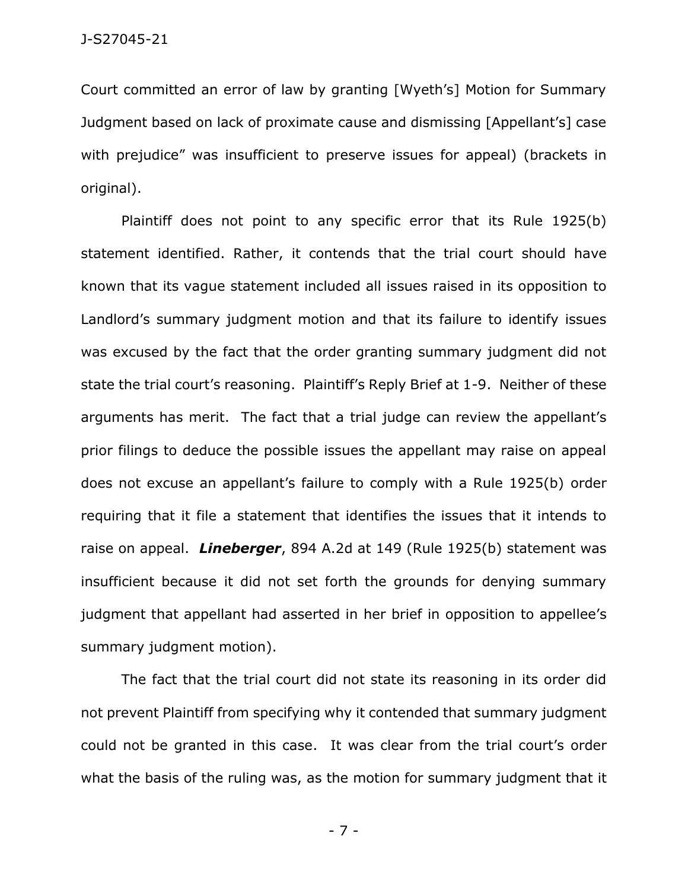Court committed an error of law by granting [Wyeth's] Motion for Summary Judgment based on lack of proximate cause and dismissing [Appellant's] case with prejudice" was insufficient to preserve issues for appeal) (brackets in original).

Plaintiff does not point to any specific error that its Rule 1925(b) statement identified. Rather, it contends that the trial court should have known that its vague statement included all issues raised in its opposition to Landlord's summary judgment motion and that its failure to identify issues was excused by the fact that the order granting summary judgment did not state the trial court's reasoning. Plaintiff's Reply Brief at 1-9. Neither of these arguments has merit. The fact that a trial judge can review the appellant's prior filings to deduce the possible issues the appellant may raise on appeal does not excuse an appellant's failure to comply with a Rule 1925(b) order requiring that it file a statement that identifies the issues that it intends to raise on appeal. ***Lineberger***, 894 A.2d at 149 (Rule 1925(b) statement was insufficient because it did not set forth the grounds for denying summary judgment that appellant had asserted in her brief in opposition to appellee's summary judgment motion).

The fact that the trial court did not state its reasoning in its order did not prevent Plaintiff from specifying why it contended that summary judgment could not be granted in this case. It was clear from the trial court's order what the basis of the ruling was, as the motion for summary judgment that it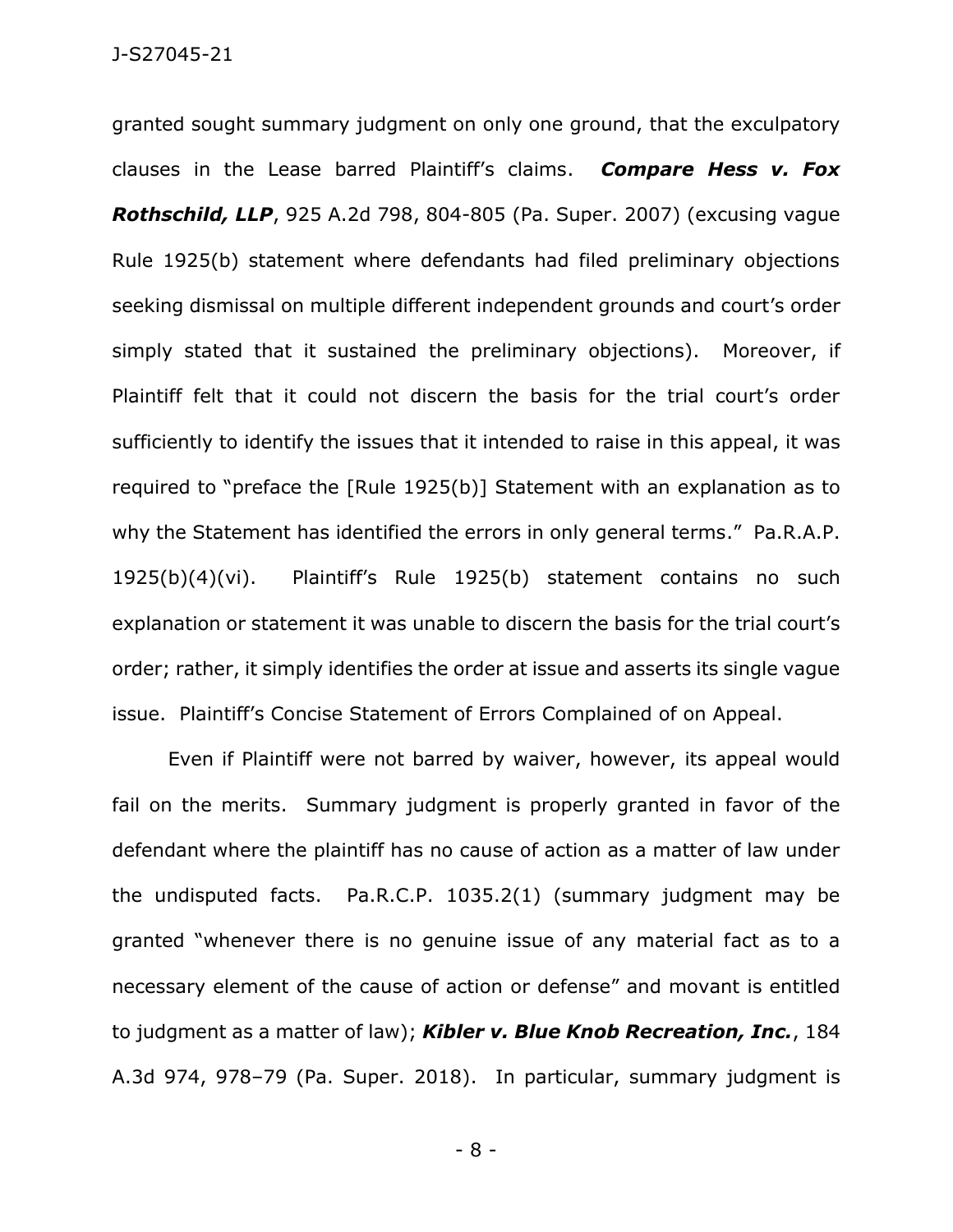granted sought summary judgment on only one ground, that the exculpatory clauses in the Lease barred Plaintiff's claims. ***Compare Hess v. Fox Rothschild, LLP***, 925 A.2d 798, 804-805 (Pa. Super. 2007) (excusing vague Rule 1925(b) statement where defendants had filed preliminary objections seeking dismissal on multiple different independent grounds and court's order simply stated that it sustained the preliminary objections). Moreover, if Plaintiff felt that it could not discern the basis for the trial court's order sufficiently to identify the issues that it intended to raise in this appeal, it was required to "preface the [Rule 1925(b)] Statement with an explanation as to why the Statement has identified the errors in only general terms." Pa.R.A.P. 1925(b)(4)(vi). Plaintiff's Rule 1925(b) statement contains no such explanation or statement it was unable to discern the basis for the trial court's order; rather, it simply identifies the order at issue and asserts its single vague issue. Plaintiff's Concise Statement of Errors Complained of on Appeal.

Even if Plaintiff were not barred by waiver, however, its appeal would fail on the merits. Summary judgment is properly granted in favor of the defendant where the plaintiff has no cause of action as a matter of law under the undisputed facts. Pa.R.C.P. 1035.2(1) (summary judgment may be granted "whenever there is no genuine issue of any material fact as to a necessary element of the cause of action or defense" and movant is entitled to judgment as a matter of law); ***Kibler v. Blue Knob Recreation, Inc.***, 184 A.3d 974, 978–79 (Pa. Super. 2018). In particular, summary judgment is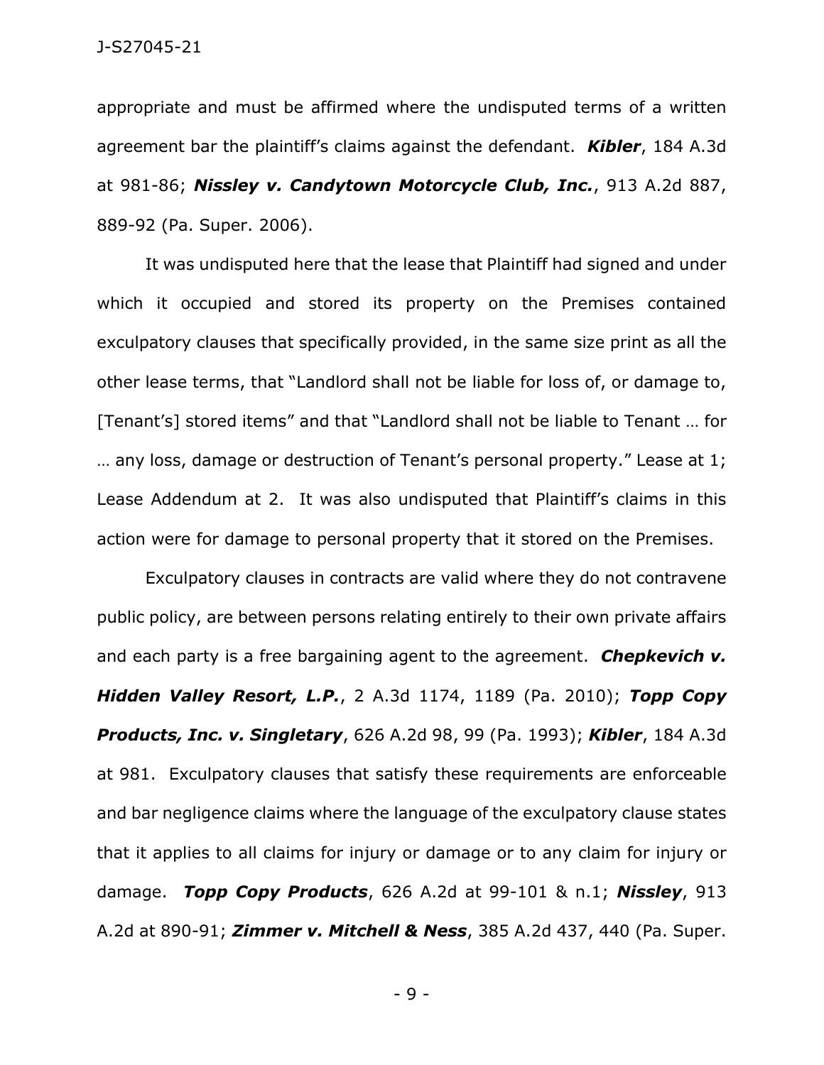appropriate and must be affirmed where the undisputed terms of a written agreement bar the plaintiff's claims against the defendant. ***Kibler***, 184 A.3d at 981-86; ***Nissley v. Candytown Motorcycle Club, Inc.***, 913 A.2d 887, 889-92 (Pa. Super. 2006).

It was undisputed here that the lease that Plaintiff had signed and under which it occupied and stored its property on the Premises contained exculpatory clauses that specifically provided, in the same size print as all the other lease terms, that "Landlord shall not be liable for loss of, or damage to, [Tenant's] stored items" and that "Landlord shall not be liable to Tenant … for … any loss, damage or destruction of Tenant's personal property." Lease at 1; Lease Addendum at 2. It was also undisputed that Plaintiff's claims in this action were for damage to personal property that it stored on the Premises.

Exculpatory clauses in contracts are valid where they do not contravene public policy, are between persons relating entirely to their own private affairs and each party is a free bargaining agent to the agreement. ***Chepkevich v. Hidden Valley Resort, L.P.***, 2 A.3d 1174, 1189 (Pa. 2010); ***Topp Copy Products, Inc. v. Singletary***, 626 A.2d 98, 99 (Pa. 1993); ***Kibler***, 184 A.3d at 981. Exculpatory clauses that satisfy these requirements are enforceable and bar negligence claims where the language of the exculpatory clause states that it applies to all claims for injury or damage or to any claim for injury or damage. ***Topp Copy Products***, 626 A.2d at 99-101 & n.1; ***Nissley***, 913 A.2d at 890-91; ***Zimmer v. Mitchell & Ness***, 385 A.2d 437, 440 (Pa. Super.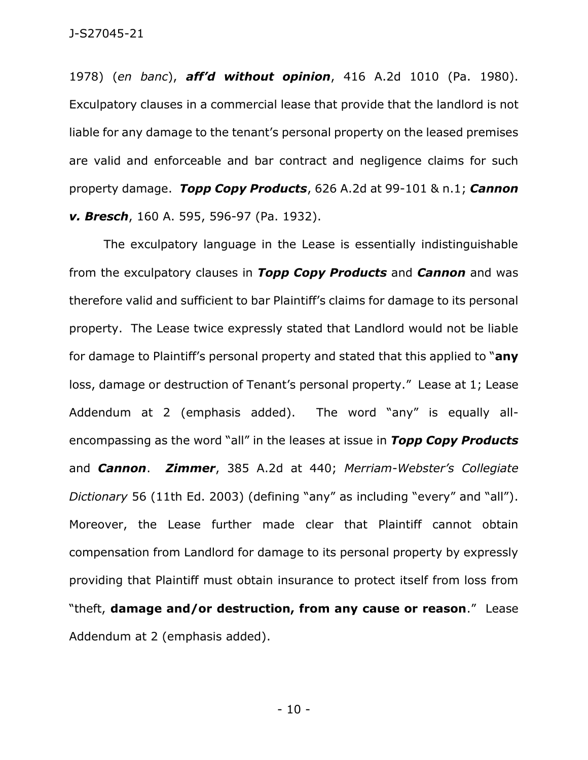1978) (*en banc*), ***aff'd without opinion***, 416 A.2d 1010 (Pa. 1980). Exculpatory clauses in a commercial lease that provide that the landlord is not liable for any damage to the tenant's personal property on the leased premises are valid and enforceable and bar contract and negligence claims for such property damage. ***Topp Copy Products***, 626 A.2d at 99-101 & n.1; ***Cannon v. Bresch***, 160 A. 595, 596-97 (Pa. 1932).

The exculpatory language in the Lease is essentially indistinguishable from the exculpatory clauses in ***Topp Copy Products*** and ***Cannon*** and was therefore valid and sufficient to bar Plaintiff's claims for damage to its personal property. The Lease twice expressly stated that Landlord would not be liable for damage to Plaintiff's personal property and stated that this applied to "**any** loss, damage or destruction of Tenant's personal property." Lease at 1; Lease Addendum at 2 (emphasis added). The word "any" is equally all-encompassing as the word "all" in the leases at issue in ***Topp Copy Products*** and ***Cannon***. ***Zimmer***, 385 A.2d at 440; *Merriam-Webster's Collegiate Dictionary* 56 (11th Ed. 2003) (defining "any" as including "every" and "all"). Moreover, the Lease further made clear that Plaintiff cannot obtain compensation from Landlord for damage to its personal property by expressly providing that Plaintiff must obtain insurance to protect itself from loss from "theft, **damage and/or destruction, from any cause or reason**." Lease Addendum at 2 (emphasis added).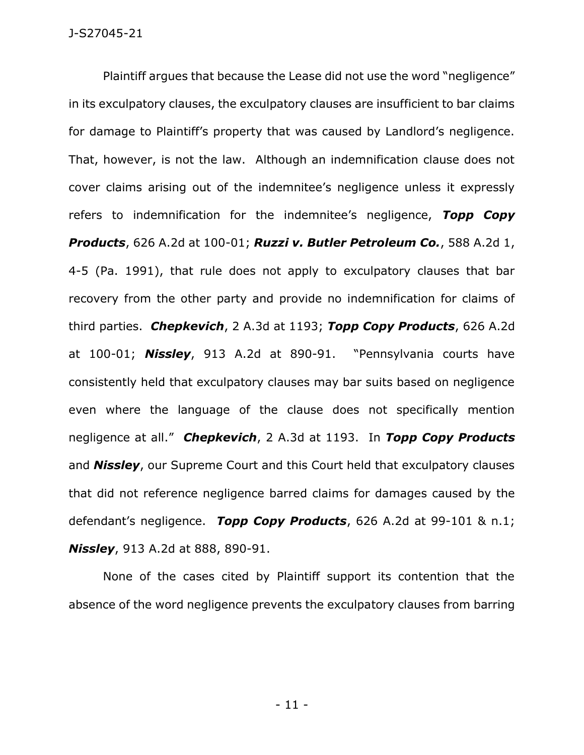Plaintiff argues that because the Lease did not use the word "negligence" in its exculpatory clauses, the exculpatory clauses are insufficient to bar claims for damage to Plaintiff's property that was caused by Landlord's negligence. That, however, is not the law. Although an indemnification clause does not cover claims arising out of the indemnitee's negligence unless it expressly refers to indemnification for the indemnitee's negligence, ***Topp Copy Products***, 626 A.2d at 100-01; ***Ruzzi v. Butler Petroleum Co.***, 588 A.2d 1, 4-5 (Pa. 1991), that rule does not apply to exculpatory clauses that bar recovery from the other party and provide no indemnification for claims of third parties. ***Chepkevich***, 2 A.3d at 1193; ***Topp Copy Products***, 626 A.2d at 100-01; ***Nissley***, 913 A.2d at 890-91. "Pennsylvania courts have consistently held that exculpatory clauses may bar suits based on negligence even where the language of the clause does not specifically mention negligence at all." ***Chepkevich***, 2 A.3d at 1193. In ***Topp Copy Products*** and ***Nissley***, our Supreme Court and this Court held that exculpatory clauses that did not reference negligence barred claims for damages caused by the defendant's negligence. ***Topp Copy Products***, 626 A.2d at 99-101 & n.1; ***Nissley***, 913 A.2d at 888, 890-91.

None of the cases cited by Plaintiff support its contention that the absence of the word negligence prevents the exculpatory clauses from barring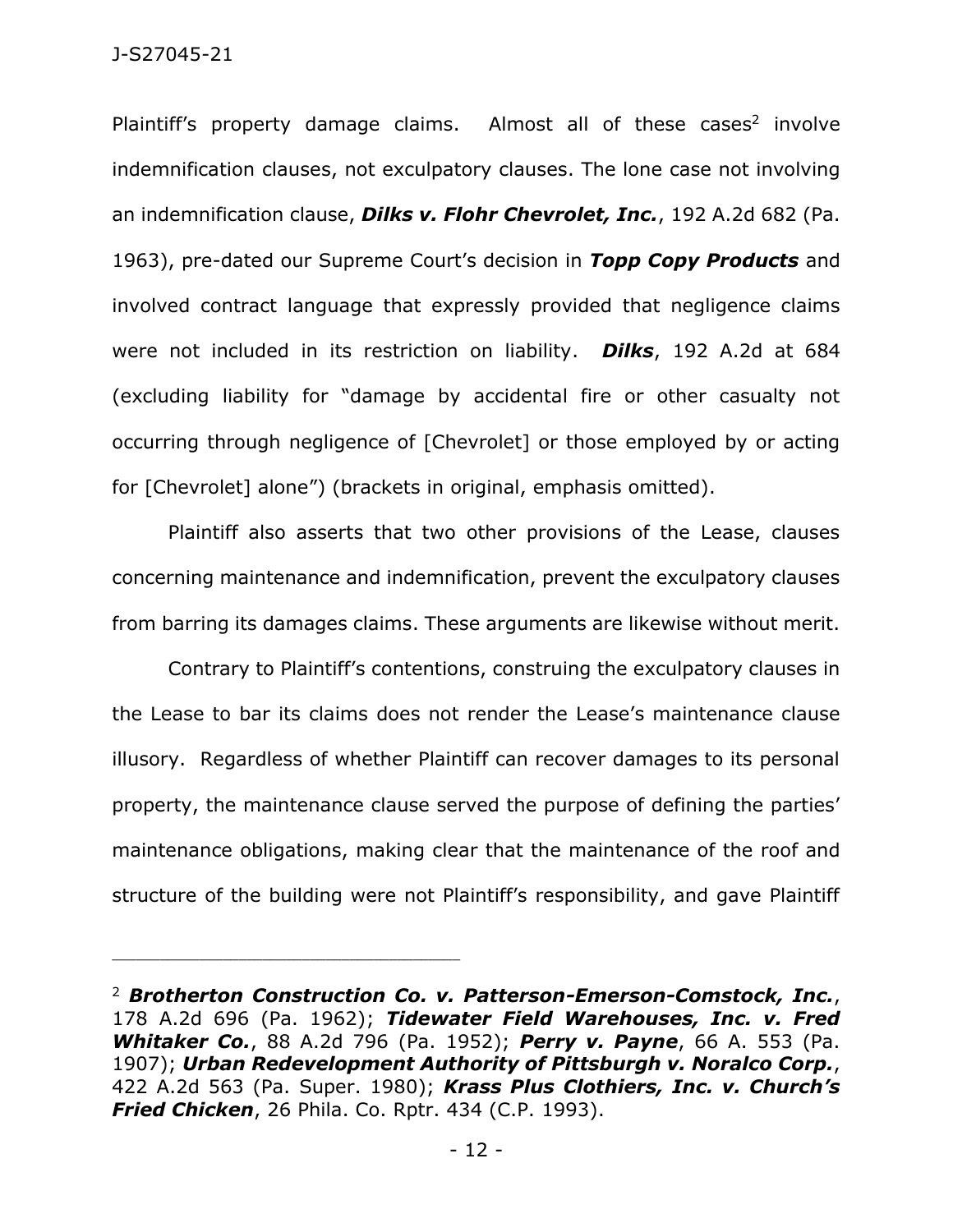Plaintiff's property damage claims. Almost all of these cases[2] involve indemnification clauses, not exculpatory clauses. The lone case not involving an indemnification clause, ***Dilks v. Flohr Chevrolet, Inc.***, 192 A.2d 682 (Pa. 1963), pre-dated our Supreme Court's decision in ***Topp Copy Products*** and involved contract language that expressly provided that negligence claims were not included in its restriction on liability. ***Dilks***, 192 A.2d at 684 (excluding liability for "damage by accidental fire or other casualty not occurring through negligence of [Chevrolet] or those employed by or acting for [Chevrolet] alone") (brackets in original, emphasis omitted).

Plaintiff also asserts that two other provisions of the Lease, clauses concerning maintenance and indemnification, prevent the exculpatory clauses from barring its damages claims. These arguments are likewise without merit.

Contrary to Plaintiff's contentions, construing the exculpatory clauses in the Lease to bar its claims does not render the Lease's maintenance clause illusory. Regardless of whether Plaintiff can recover damages to its personal property, the maintenance clause served the purpose of defining the parties' maintenance obligations, making clear that the maintenance of the roof and structure of the building were not Plaintiff's responsibility, and gave Plaintiff

---

[2] ***Brotherton Construction Co. v. Patterson-Emerson-Comstock, Inc.***, 178 A.2d 696 (Pa. 1962); ***Tidewater Field Warehouses, Inc. v. Fred Whitaker Co.***, 88 A.2d 796 (Pa. 1952); ***Perry v. Payne***, 66 A. 553 (Pa. 1907); ***Urban Redevelopment Authority of Pittsburgh v. Noralco Corp.***, 422 A.2d 563 (Pa. Super. 1980); ***Krass Plus Clothiers, Inc. v. Church's Fried Chicken***, 26 Phila. Co. Rptr. 434 (C.P. 1993).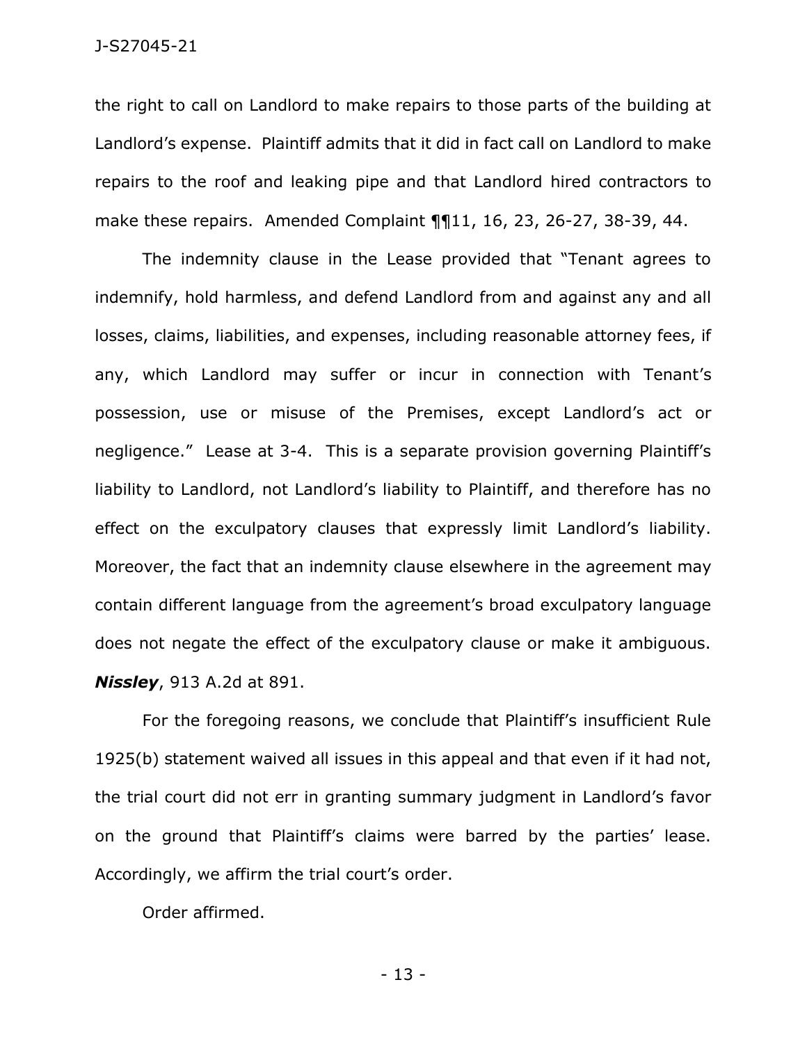the right to call on Landlord to make repairs to those parts of the building at Landlord's expense. Plaintiff admits that it did in fact call on Landlord to make repairs to the roof and leaking pipe and that Landlord hired contractors to make these repairs. Amended Complaint ¶¶11, 16, 23, 26-27, 38-39, 44.

The indemnity clause in the Lease provided that "Tenant agrees to indemnify, hold harmless, and defend Landlord from and against any and all losses, claims, liabilities, and expenses, including reasonable attorney fees, if any, which Landlord may suffer or incur in connection with Tenant's possession, use or misuse of the Premises, except Landlord's act or negligence." Lease at 3-4. This is a separate provision governing Plaintiff's liability to Landlord, not Landlord's liability to Plaintiff, and therefore has no effect on the exculpatory clauses that expressly limit Landlord's liability. Moreover, the fact that an indemnity clause elsewhere in the agreement may contain different language from the agreement's broad exculpatory language does not negate the effect of the exculpatory clause or make it ambiguous. ***Nissley***, 913 A.2d at 891.

For the foregoing reasons, we conclude that Plaintiff's insufficient Rule 1925(b) statement waived all issues in this appeal and that even if it had not, the trial court did not err in granting summary judgment in Landlord's favor on the ground that Plaintiff's claims were barred by the parties' lease. Accordingly, we affirm the trial court's order.

Order affirmed.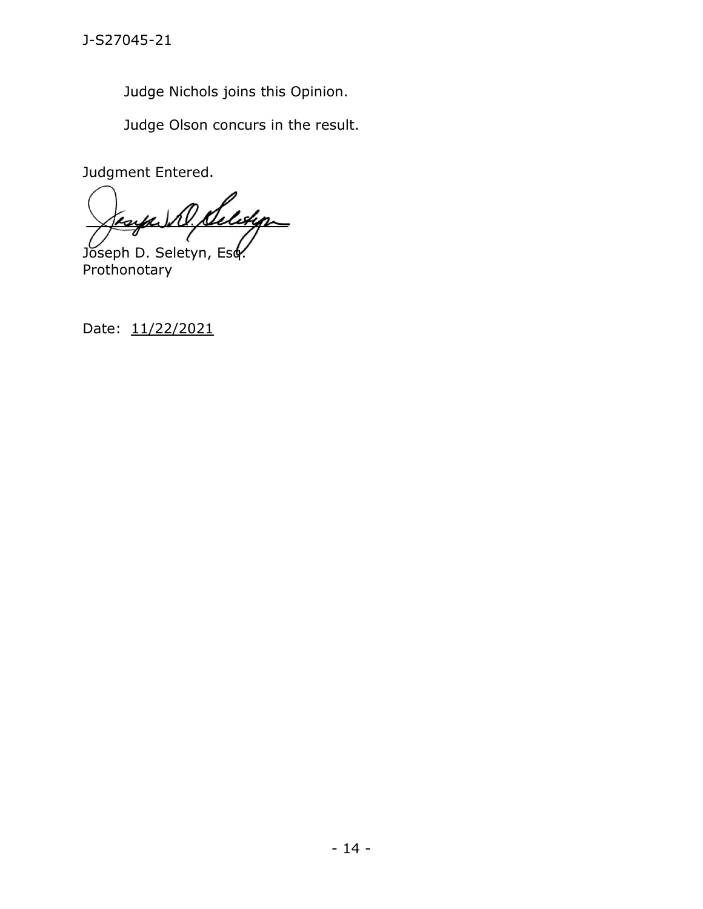Judge Nichols joins this Opinion.

Judge Olson concurs in the result.

Judgment Entered.

Joseph D. Seletyn, Esq.
Prothonotary

Date: 11/22/2021